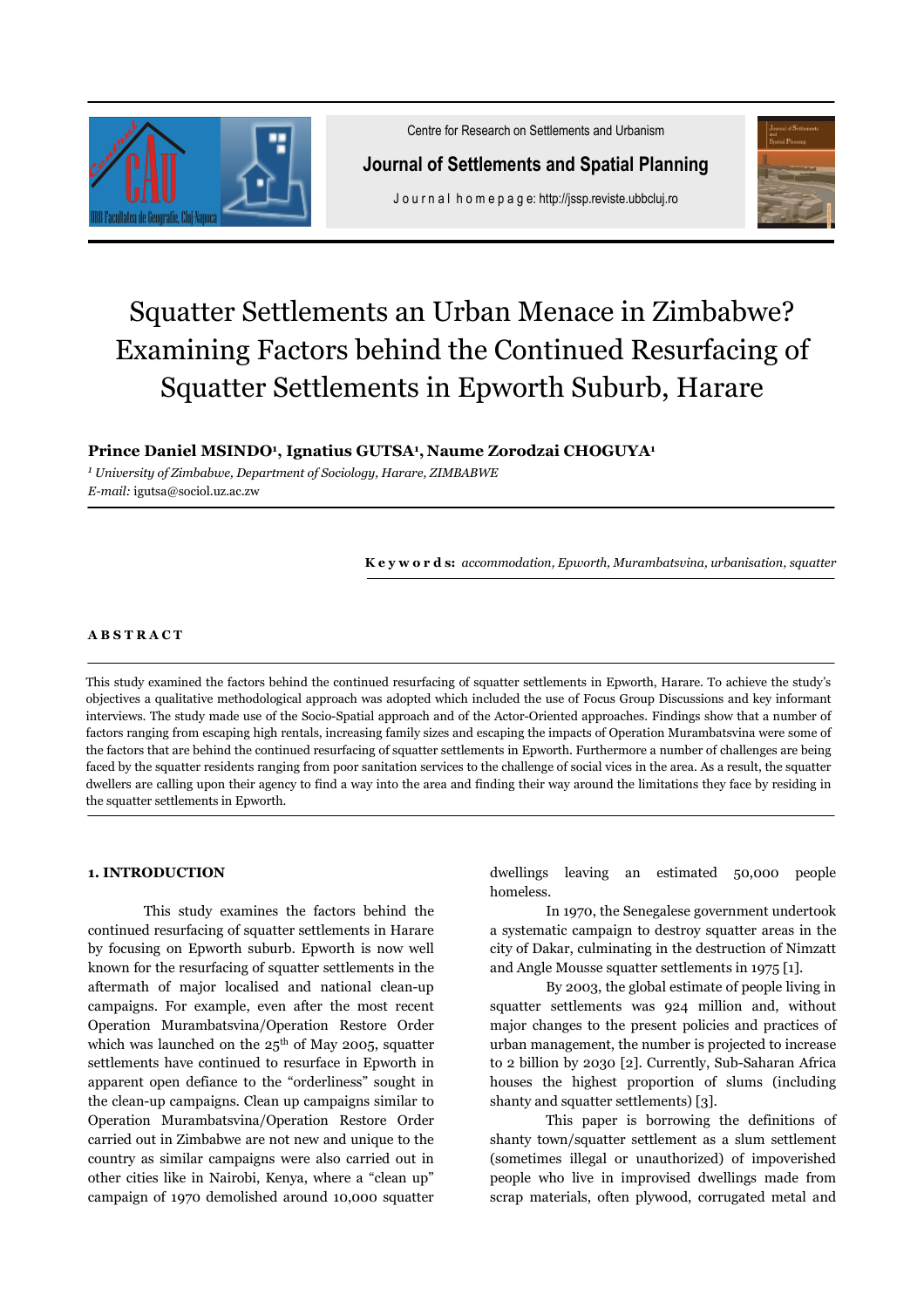Centre for Research on Settlements and Urbanism

**Journal of Settlements and Spatial Planning**

Journal homepage: http://jssp.reviste.ubbcluj.ro

# Squatter Settlements an Urban Menace in Zimbabwe? Examining Factors behind the Continued Resurfacing of Squatter Settlements in Epworth Suburb, Harare

**Prince Daniel MSINDO[1], Ignatius GUTSA[1], Naume Zorodzai CHOGUYA[1]**

*[1] University of Zimbabwe, Department of Sociology, Harare, ZIMBABWE*
*E-mail:* igutsa@sociol.uz.ac.zw

**Keywords:** *accommodation, Epworth, Murambatsvina, urbanisation, squatter*

## ABSTRACT

This study examined the factors behind the continued resurfacing of squatter settlements in Epworth, Harare. To achieve the study's objectives a qualitative methodological approach was adopted which included the use of Focus Group Discussions and key informant interviews. The study made use of the Socio-Spatial approach and of the Actor-Oriented approaches. Findings show that a number of factors ranging from escaping high rentals, increasing family sizes and escaping the impacts of Operation Murambatsvina were some of the factors that are behind the continued resurfacing of squatter settlements in Epworth. Furthermore a number of challenges are being faced by the squatter residents ranging from poor sanitation services to the challenge of social vices in the area. As a result, the squatter dwellers are calling upon their agency to find a way into the area and finding their way around the limitations they face by residing in the squatter settlements in Epworth.

## 1. INTRODUCTION

This study examines the factors behind the continued resurfacing of squatter settlements in Harare by focusing on Epworth suburb. Epworth is now well known for the resurfacing of squatter settlements in the aftermath of major localised and national clean-up campaigns. For example, even after the most recent Operation Murambatsvina/Operation Restore Order which was launched on the 25th of May 2005, squatter settlements have continued to resurface in Epworth in apparent open defiance to the "orderliness" sought in the clean-up campaigns. Clean up campaigns similar to Operation Murambatsvina/Operation Restore Order carried out in Zimbabwe are not new and unique to the country as similar campaigns were also carried out in other cities like in Nairobi, Kenya, where a "clean up" campaign of 1970 demolished around 10,000 squatter dwellings leaving an estimated 50,000 people homeless.

In 1970, the Senegalese government undertook a systematic campaign to destroy squatter areas in the city of Dakar, culminating in the destruction of Nimzatt and Angle Mousse squatter settlements in 1975 [1].

By 2003, the global estimate of people living in squatter settlements was 924 million and, without major changes to the present policies and practices of urban management, the number is projected to increase to 2 billion by 2030 [2]. Currently, Sub-Saharan Africa houses the highest proportion of slums (including shanty and squatter settlements) [3].

This paper is borrowing the definitions of shanty town/squatter settlement as a slum settlement (sometimes illegal or unauthorized) of impoverished people who live in improvised dwellings made from scrap materials, often plywood, corrugated metal and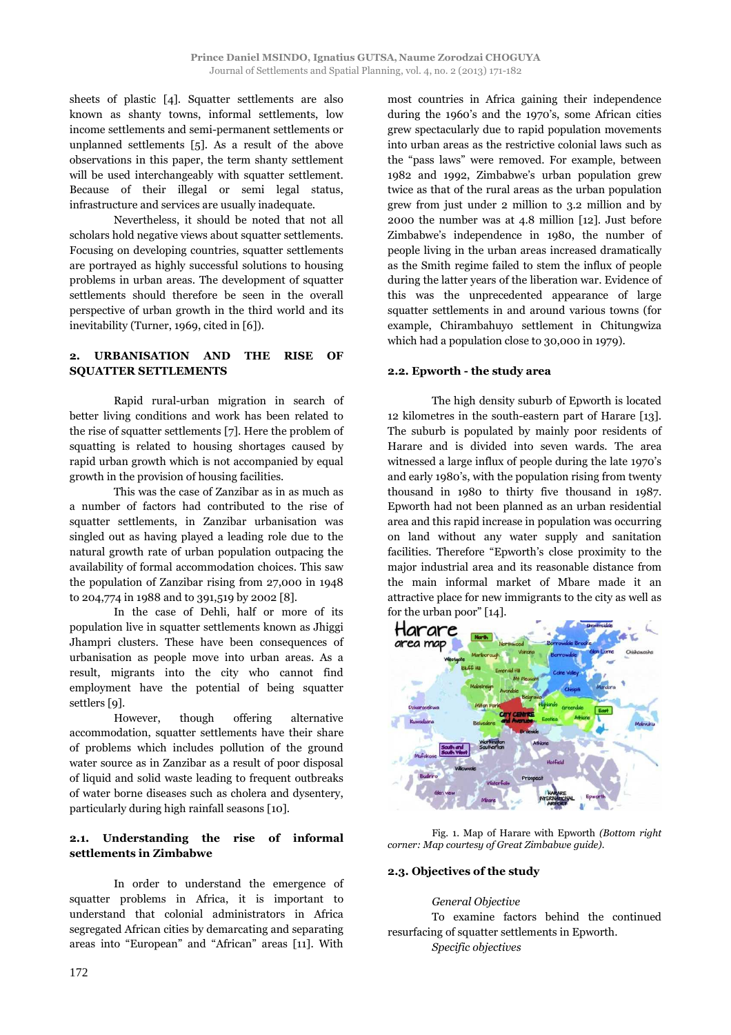sheets of plastic [4]. Squatter settlements are also known as shanty towns, informal settlements, low income settlements and semi-permanent settlements or unplanned settlements [5]. As a result of the above observations in this paper, the term shanty settlement will be used interchangeably with squatter settlement. Because of their illegal or semi legal status, infrastructure and services are usually inadequate.

Nevertheless, it should be noted that not all scholars hold negative views about squatter settlements. Focusing on developing countries, squatter settlements are portrayed as highly successful solutions to housing problems in urban areas. The development of squatter settlements should therefore be seen in the overall perspective of urban growth in the third world and its inevitability (Turner, 1969, cited in [6]).

## 2. URBANISATION AND THE RISE OF SQUATTER SETTLEMENTS

Rapid rural-urban migration in search of better living conditions and work has been related to the rise of squatter settlements [7]. Here the problem of squatting is related to housing shortages caused by rapid urban growth which is not accompanied by equal growth in the provision of housing facilities.

This was the case of Zanzibar as in as much as a number of factors had contributed to the rise of squatter settlements, in Zanzibar urbanisation was singled out as having played a leading role due to the natural growth rate of urban population outpacing the availability of formal accommodation choices. This saw the population of Zanzibar rising from 27,000 in 1948 to 204,774 in 1988 and to 391,519 by 2002 [8].

In the case of Dehli, half or more of its population live in squatter settlements known as Jhiggi Jhampri clusters. These have been consequences of urbanisation as people move into urban areas. As a result, migrants into the city who cannot find employment have the potential of being squatter settlers [9].

However, though offering alternative accommodation, squatter settlements have their share of problems which includes pollution of the ground water source as in Zanzibar as a result of poor disposal of liquid and solid waste leading to frequent outbreaks of water borne diseases such as cholera and dysentery, particularly during high rainfall seasons [10].

### 2.1. Understanding the rise of informal settlements in Zimbabwe

In order to understand the emergence of squatter problems in Africa, it is important to understand that colonial administrators in Africa segregated African cities by demarcating and separating areas into "European" and "African" areas [11]. With most countries in Africa gaining their independence during the 1960's and the 1970's, some African cities grew spectacularly due to rapid population movements into urban areas as the restrictive colonial laws such as the "pass laws" were removed. For example, between 1982 and 1992, Zimbabwe's urban population grew twice as that of the rural areas as the urban population grew from just under 2 million to 3.2 million and by 2000 the number was at 4.8 million [12]. Just before Zimbabwe's independence in 1980, the number of people living in the urban areas increased dramatically as the Smith regime failed to stem the influx of people during the latter years of the liberation war. Evidence of this was the unprecedented appearance of large squatter settlements in and around various towns (for example, Chirambahuyo settlement in Chitungwiza which had a population close to 30,000 in 1979).

### 2.2. Epworth - the study area

The high density suburb of Epworth is located 12 kilometres in the south-eastern part of Harare [13]. The suburb is populated by mainly poor residents of Harare and is divided into seven wards. The area witnessed a large influx of people during the late 1970's and early 1980's, with the population rising from twenty thousand in 1980 to thirty five thousand in 1987. Epworth had not been planned as an urban residential area and this rapid increase in population was occurring on land without any water supply and sanitation facilities. Therefore "Epworth's close proximity to the major industrial area and its reasonable distance from the main informal market of Mbare made it an attractive place for new immigrants to the city as well as for the urban poor" [14].

Fig. 1. Map of Harare with Epworth *(Bottom right corner: Map courtesy of Great Zimbabwe guide).*

### 2.3. Objectives of the study

*General Objective*

To examine factors behind the continued resurfacing of squatter settlements in Epworth.

*Specific objectives*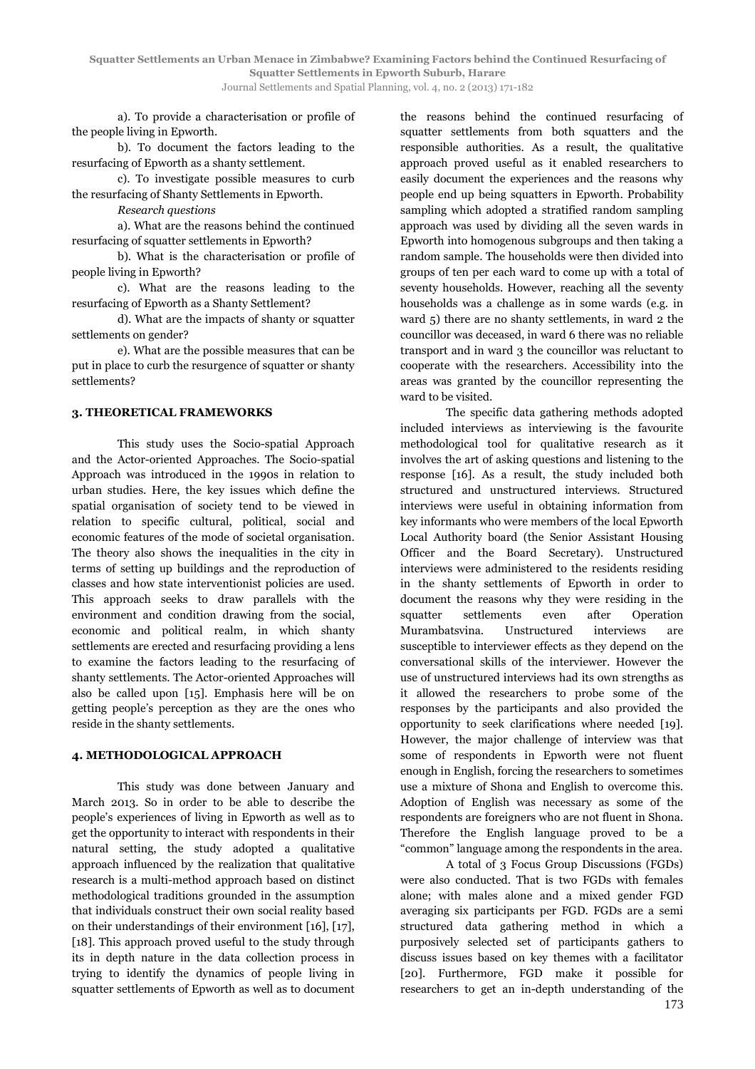a). To provide a characterisation or profile of the people living in Epworth.

b). To document the factors leading to the resurfacing of Epworth as a shanty settlement.

c). To investigate possible measures to curb the resurfacing of Shanty Settlements in Epworth.

*Research questions*

a). What are the reasons behind the continued resurfacing of squatter settlements in Epworth?

b). What is the characterisation or profile of people living in Epworth?

c). What are the reasons leading to the resurfacing of Epworth as a Shanty Settement?

d). What are the impacts of shanty or squatter settlements on gender?

e). What are the possible measures that can be put in place to curb the resurgence of squatter or shanty settlements?

## 3. THEORETICAL FRAMEWORKS

This study uses the Socio-spatial Approach and the Actor-oriented Approaches. The Socio-spatial Approach was introduced in the 1990s in relation to urban studies. Here, the key issues which define the spatial organisation of society tend to be viewed in relation to specific cultural, political, social and economic features of the mode of societal organisation. The theory also shows the inequalities in the city in terms of setting up buildings and the reproduction of classes and how state interventionist policies are used. This approach seeks to draw parallels with the environment and condition drawing from the social, economic and political realm, in which shanty settlements are erected and resurfacing providing a lens to examine the factors leading to the resurfacing of shanty settlements. The Actor-oriented Approaches will also be called upon [15]. Emphasis here will be on getting people's perception as they are the ones who reside in the shanty settlements.

## 4. METHODOLOGICAL APPROACH

This study was done between January and March 2013. So in order to be able to describe the people's experiences of living in Epworth as well as to get the opportunity to interact with respondents in their natural setting, the study adopted a qualitative approach influenced by the realization that qualitative research is a multi-method approach based on distinct methodological traditions grounded in the assumption that individuals construct their own social reality based on their understandings of their environment [16], [17], [18]. This approach proved useful to the study through its in depth nature in the data collection process in trying to identify the dynamics of people living in squatter settlements of Epworth as well as to document the reasons behind the continued resurfacing of squatter settlements from both squatters and the responsible authorities. As a result, the qualitative approach proved useful as it enabled researchers to easily document the experiences and the reasons why people end up being squatters in Epworth. Probability sampling which adopted a stratified random sampling approach was used by dividing all the seven wards in Epworth into homogenous subgroups and then taking a random sample. The households were then divided into groups of ten per each ward to come up with a total of seventy households. However, reaching all the seventy households was a challenge as in some wards (e.g. in ward 5) there are no shanty settlements, in ward 2 the councillor was deceased, in ward 6 there was no reliable transport and in ward 3 the councillor was reluctant to cooperate with the researchers. Accessibility into the areas was granted by the councillor representing the ward to be visited.

The specific data gathering methods adopted included interviews as interviewing is the favourite methodological tool for qualitative research as it involves the art of asking questions and listening to the response [16]. As a result, the study included both structured and unstructured interviews. Structured interviews were useful in obtaining information from key informants who were members of the local Epworth Local Authority board (the Senior Assistant Housing Officer and the Board Secretary). Unstructured interviews were administered to the residents residing in the shanty settlements of Epworth in order to document the reasons why they were residing in the squatter settlements even after Operation Murambatsvina. Unstructured interviews are susceptible to interviewer effects as they depend on the conversational skills of the interviewer. However the use of unstructured interviews had its own strengths as it allowed the researchers to probe some of the responses by the participants and also provided the opportunity to seek clarifications where needed [19]. However, the major challenge of interview was that some of respondents in Epworth were not fluent enough in English, forcing the researchers to sometimes use a mixture of Shona and English to overcome this. Adoption of English was necessary as some of the respondents are foreigners who are not fluent in Shona. Therefore the English language proved to be a "common" language among the respondents in the area.

A total of 3 Focus Group Discussions (FGDs) were also conducted. That is two FGDs with females alone; with males alone and a mixed gender FGD averaging six participants per FGD. FGDs are a semi structured data gathering method in which a purposively selected set of participants gathers to discuss issues based on key themes with a facilitator [20]. Furthermore, FGD make it possible for researchers to get an in-depth understanding of the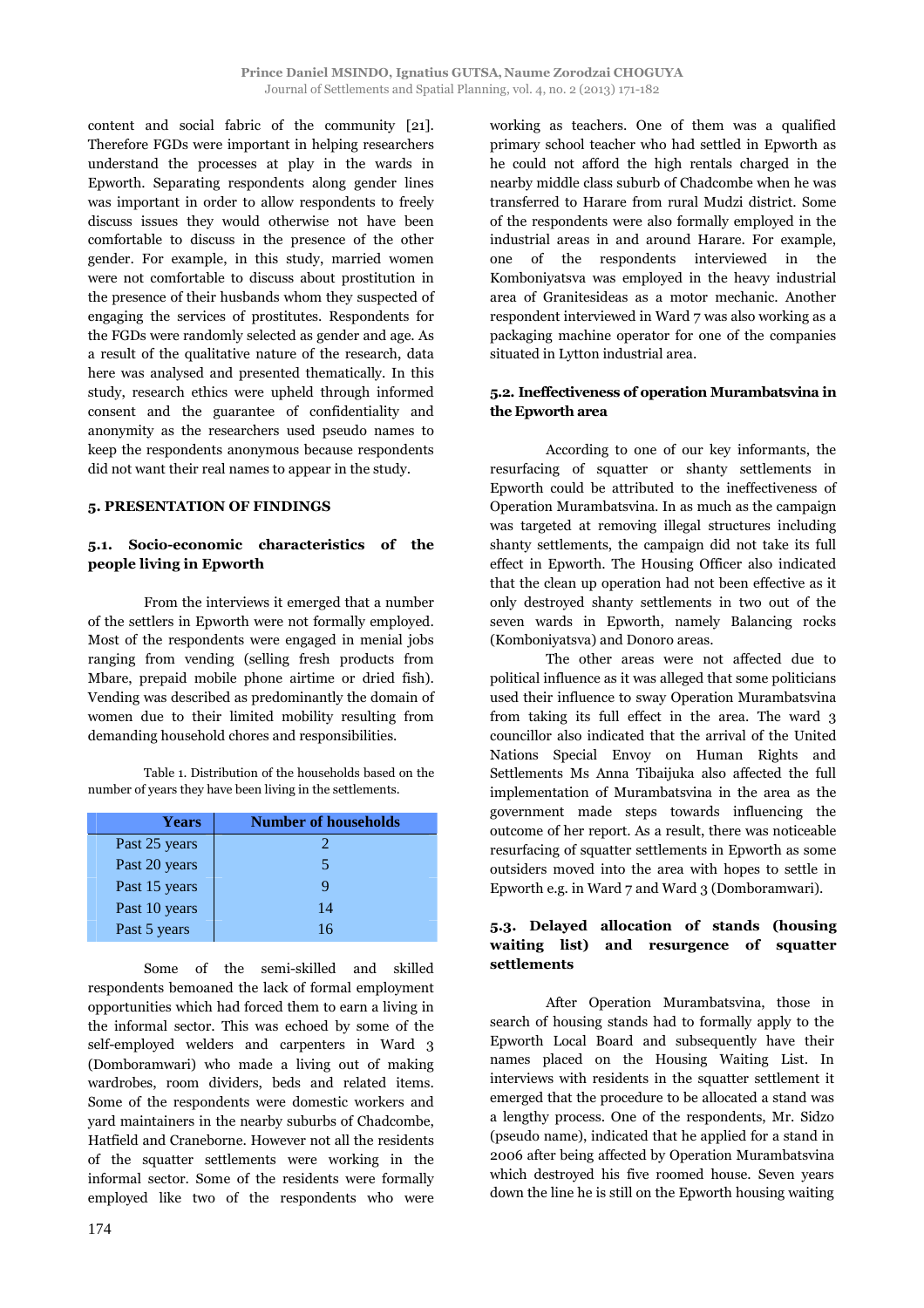content and social fabric of the community [21]. Therefore FGDs were important in helping researchers understand the processes at play in the wards in Epworth. Separating respondents along gender lines was important in order to allow respondents to freely discuss issues they would otherwise not have been comfortable to discuss in the presence of the other gender. For example, in this study, married women were not comfortable to discuss about prostitution in the presence of their husbands whom they suspected of engaging the services of prostitutes. Respondents for the FGDs were randomly selected as gender and age. As a result of the qualitative nature of the research, data here was analysed and presented thematically. In this study, research ethics were upheld through informed consent and the guarantee of confidentiality and anonymity as the researchers used pseudo names to keep the respondents anonymous because respondents did not want their real names to appear in the study.

## 5. PRESENTATION OF FINDINGS

### 5.1. Socio-economic characteristics of the people living in Epworth

From the interviews it emerged that a number of the settlers in Epworth were not formally employed. Most of the respondents were engaged in menial jobs ranging from vending (selling fresh products from Mbare, prepaid mobile phone airtime or dried fish). Vending was described as predominantly the domain of women due to their limited mobility resulting from demanding household chores and responsibilities.

Table 1. Distribution of the households based on the number of years they have been living in the settlements.

| Years | Number of households |
| --- | --- |
| Past 25 years | 2 |
| Past 20 years | 5 |
| Past 15 years | 9 |
| Past 10 years | 14 |
| Past 5 years | 16 |

Some of the semi-skilled and skilled respondents bemoaned the lack of formal employment opportunities which had forced them to earn a living in the informal sector. This was echoed by some of the self-employed welders and carpenters in Ward 3 (Domboramwari) who made a living out of making wardrobes, room dividers, beds and related items. Some of the respondents were domestic workers and yard maintainers in the nearby suburbs of Chadcombe, Hatfield and Craneborne. However not all the residents of the squatter settlements were working in the informal sector. Some of the residents were formally employed like two of the respondents who were working as teachers. One of them was a qualified primary school teacher who had settled in Epworth as he could not afford the high rentals charged in the nearby middle class suburb of Chadcombe when he was transferred to Harare from rural Mudzi district. Some of the respondents were also formally employed in the industrial areas in and around Harare. For example, one of the respondents interviewed in the Komboniyatsva was employed in the heavy industrial area of Granitesideas as a motor mechanic. Another respondent interviewed in Ward 7 was also working as a packaging machine operator for one of the companies situated in Lytton industrial area.

### 5.2. Ineffectiveness of operation Murambatsvina in the Epworth area

According to one of our key informants, the resurfacing of squatter or shanty settlements in Epworth could be attributed to the ineffectiveness of Operation Murambatsvina. In as much as the campaign was targeted at removing illegal structures including shanty settlements, the campaign did not take its full effect in Epworth. The Housing Officer also indicated that the clean up operation had not been effective as it only destroyed shanty settlements in two out of the seven wards in Epworth, namely Balancing rocks (Komboniyatsva) and Donoro areas.

The other areas were not affected due to political influence as it was alleged that some politicians used their influence to sway Operation Murambatsvina from taking its full effect in the area. The ward 3 councillor also indicated that the arrival of the United Nations Special Envoy on Human Rights and Settlements Ms Anna Tibaijuka also affected the full implementation of Murambatsvina in the area as the government made steps towards influencing the outcome of her report. As a result, there was noticeable resurfacing of squatter settlements in Epworth as some outsiders moved into the area with hopes to settle in Epworth e.g. in Ward 7 and Ward 3 (Domboramwari).

### 5.3. Delayed allocation of stands (housing waiting list) and resurgence of squatter settlements

After Operation Murambatsvina, those in search of housing stands had to formally apply to the Epworth Local Board and subsequently have their names placed on the Housing Waiting List. In interviews with residents in the squatter settlement it emerged that the procedure to be allocated a stand was a lengthy process. One of the respondents, Mr. Sidzo (pseudo name), indicated that he applied for a stand in 2006 after being affected by Operation Murambatsvina which destroyed his five roomed house. Seven years down the line he is still on the Epworth housing waiting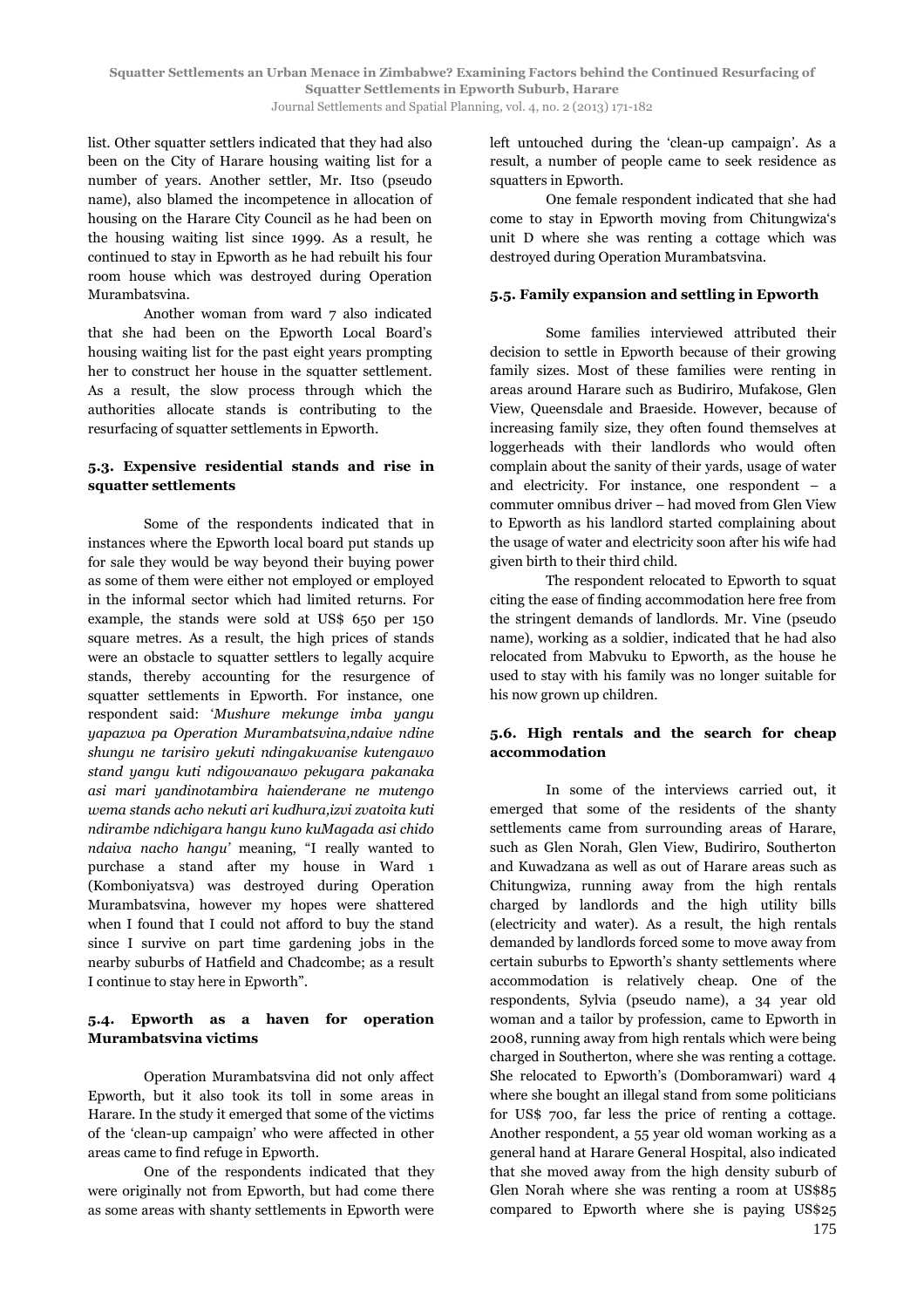list. Other squatter settlers indicated that they had also been on the City of Harare housing waiting list for a number of years. Another settler, Mr. Itso (pseudo name), also blamed the incompetence in allocation of housing on the Harare City Council as he had been on the housing waiting list since 1999. As a result, he continued to stay in Epworth as he had rebuilt his four room house which was destroyed during Operation Murambatsvina.

Another woman from ward 7 also indicated that she had been on the Epworth Local Board's housing waiting list for the past eight years prompting her to construct her house in the squatter settlement. As a result, the slow process through which the authorities allocate stands is contributing to the resurfacing of squatter settlements in Epworth.

### 5.3. Expensive residential stands and rise in squatter settlements

Some of the respondents indicated that in instances where the Epworth local board put stands up for sale they would be way beyond their buying power as some of them were either not employed or employed in the informal sector which had limited returns. For example, the stands were sold at US$ 650 per 150 square metres. As a result, the high prices of stands were an obstacle to squatter settlers to legally acquire stands, thereby accounting for the resurgence of squatter settlements in Epworth. For instance, one respondent said: *'Mushure mekunge imba yangu yapazwa pa Operation Murambatsvina,ndaive ndine shungu ne tarisiro yekuti ndingakwanise kutengawo stand yangu kuti ndigowanawo pekugara pakanaka asi mari yandinotambira haienderane ne mutengo wema stands acho nekuti ari kudhura,izvi zvatoita kuti ndirambe ndichigara hangu kuno kuMagada asi chido ndaiva nacho hangu'* meaning, "I really wanted to purchase a stand after my house in Ward 1 (Komboniyatsva) was destroyed during Operation Murambatsvina, however my hopes were shattered when I found that I could not afford to buy the stand since I survive on part time gardening jobs in the nearby suburbs of Hatfield and Chadcombe; as a result I continue to stay here in Epworth".

### 5.4. Epworth as a haven for operation Murambatsvina victims

Operation Murambatsvina did not only affect Epworth, but it also took its toll in some areas in Harare. In the study it emerged that some of the victims of the 'clean-up campaign' who were affected in other areas came to find refuge in Epworth.

One of the respondents indicated that they were originally not from Epworth, but had come there as some areas with shanty settlements in Epworth were left untouched during the 'clean-up campaign'. As a result, a number of people came to seek residence as squatters in Epworth.

One female respondent indicated that she had come to stay in Epworth moving from Chitungwiza's unit D where she was renting a cottage which was destroyed during Operation Murambatsvina.

### 5.5. Family expansion and settling in Epworth

Some families interviewed attributed their decision to settle in Epworth because of their growing family sizes. Most of these families were renting in areas around Harare such as Budiriro, Mufakose, Glen View, Queensdale and Braeside. However, because of increasing family size, they often found themselves at loggerheads with their landlords who would often complain about the sanity of their yards, usage of water and electricity. For instance, one respondent – a commuter omnibus driver – had moved from Glen View to Epworth as his landlord started complaining about the usage of water and electricity soon after his wife had given birth to their third child.

The respondent relocated to Epworth to squat citing the ease of finding accommodation here free from the stringent demands of landlords. Mr. Vine (pseudo name), working as a soldier, indicated that he had also relocated from Mabvuku to Epworth, as the house he used to stay with his family was no longer suitable for his now grown up children.

### 5.6. High rentals and the search for cheap accommodation

In some of the interviews carried out, it emerged that some of the residents of the shanty settlements came from surrounding areas of Harare, such as Glen Norah, Glen View, Budiriro, Southerton and Kuwadzana as well as out of Harare areas such as Chitungwiza, running away from the high rentals charged by landlords and the high utility bills (electricity and water). As a result, the high rentals demanded by landlords forced some to move away from certain suburbs to Epworth's shanty settlements where accommodation is relatively cheap. One of the respondents, Sylvia (pseudo name), a 34 year old woman and a tailor by profession, came to Epworth in 2008, running away from high rentals which were being charged in Southerton, where she was renting a cottage. She relocated to Epworth's (Domboramwari) ward 4 where she bought an illegal stand from some politicians for US$ 700, far less the price of renting a cottage. Another respondent, a 55 year old woman working as a general hand at Harare General Hospital, also indicated that she moved away from the high density suburb of Glen Norah where she was renting a room at US$85 compared to Epworth where she is paying US$25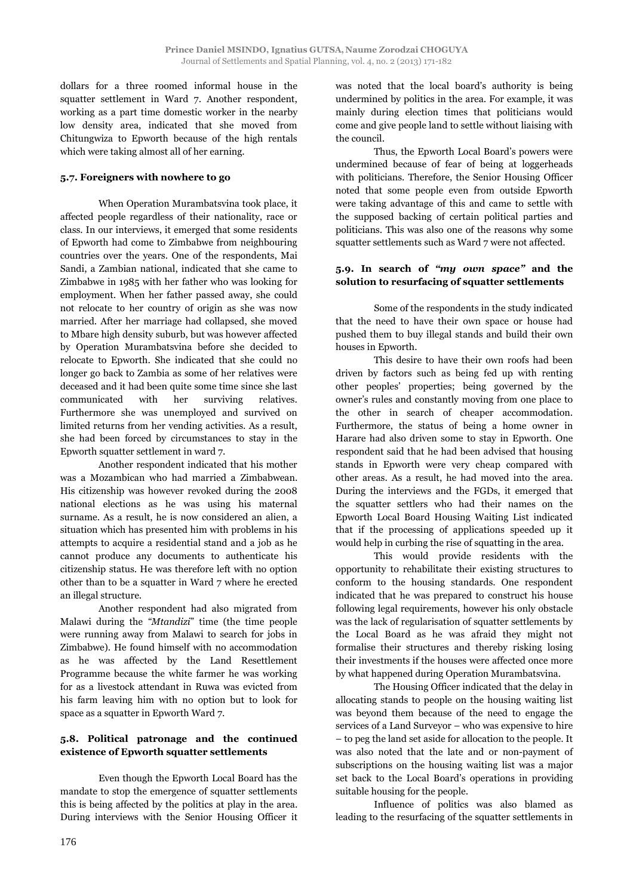dollars for a three roomed informal house in the squatter settlement in Ward 7. Another respondent, working as a part time domestic worker in the nearby low density area, indicated that she moved from Chitungwiza to Epworth because of the high rentals which were taking almost all of her earning.

### 5.7. Foreigners with nowhere to go

When Operation Murambatsvina took place, it affected people regardless of their nationality, race or class. In our interviews, it emerged that some residents of Epworth had come to Zimbabwe from neighbouring countries over the years. One of the respondents, Mai Sandi, a Zambian national, indicated that she came to Zimbabwe in 1985 with her father who was looking for employment. When her father passed away, she could not relocate to her country of origin as she was now married. After her marriage had collapsed, she moved to Mbare high density suburb, but was however affected by Operation Murambatsvina before she decided to relocate to Epworth. She indicated that she could no longer go back to Zambia as some of her relatives were deceased and it had been quite some time since she last communicated with her surviving relatives. Furthermore she was unemployed and survived on limited returns from her vending activities. As a result, she had been forced by circumstances to stay in the Epworth squatter settlement in ward 7.

Another respondent indicated that his mother was a Mozambican who had married a Zimbabwean. His citizenship was however revoked during the 2008 national elections as he was using his maternal surname. As a result, he is now considered an alien, a situation which has presented him with problems in his attempts to acquire a residential stand and a job as he cannot produce any documents to authenticate his citizenship status. He was therefore left with no option other than to be a squatter in Ward 7 where he erected an illegal structure.

Another respondent had also migrated from Malawi during the *"Mtandizi"* time (the time people were running away from Malawi to search for jobs in Zimbabwe). He found himself with no accommodation as he was affected by the Land Resettlement Programme because the white farmer he was working for as a livestock attendant in Ruwa was evicted from his farm leaving him with no option but to look for space as a squatter in Epworth Ward 7.

### 5.8. Political patronage and the continued existence of Epworth squatter settlements

Even though the Epworth Local Board has the mandate to stop the emergence of squatter settlements this is being affected by the politics at play in the area. During interviews with the Senior Housing Officer it was noted that the local board's authority is being undermined by politics in the area. For example, it was mainly during election times that politicians would come and give people land to settle without liaising with the council.

Thus, the Epworth Local Board's powers were undermined because of fear of being at loggerheads with politicians. Therefore, the Senior Housing Officer noted that some people even from outside Epworth were taking advantage of this and came to settle with the supposed backing of certain political parties and politicians. This was also one of the reasons why some squatter settlements such as Ward 7 were not affected.

### 5.9. In search of *"my own space"* and the solution to resurfacing of squatter settlements

Some of the respondents in the study indicated that the need to have their own space or house had pushed them to buy illegal stands and build their own houses in Epworth.

This desire to have their own roofs had been driven by factors such as being fed up with renting other peoples' properties; being governed by the owner's rules and constantly moving from one place to the other in search of cheaper accommodation. Furthermore, the status of being a home owner in Harare had also driven some to stay in Epworth. One respondent said that he had been advised that housing stands in Epworth were very cheap compared with other areas. As a result, he had moved into the area. During the interviews and the FGDs, it emerged that the squatter settlers who had their names on the Epworth Local Board Housing Waiting List indicated that if the processing of applications speeded up it would help in curbing the rise of squatting in the area.

This would provide residents with the opportunity to rehabilitate their existing structures to conform to the housing standards. One respondent indicated that he was prepared to construct his house following legal requirements, however his only obstacle was the lack of regularisation of squatter settlements by the Local Board as he was afraid they might not formalise their structures and thereby risking losing their investments if the houses were affected once more by what happened during Operation Murambatsvina.

The Housing Officer indicated that the delay in allocating stands to people on the housing waiting list was beyond them because of the need to engage the services of a Land Surveyor – who was expensive to hire – to peg the land set aside for allocation to the people. It was also noted that the late and or non-payment of subscriptions on the housing waiting list was a major set back to the Local Board's operations in providing suitable housing for the people.

Influence of politics was also blamed as leading to the resurfacing of the squatter settlements in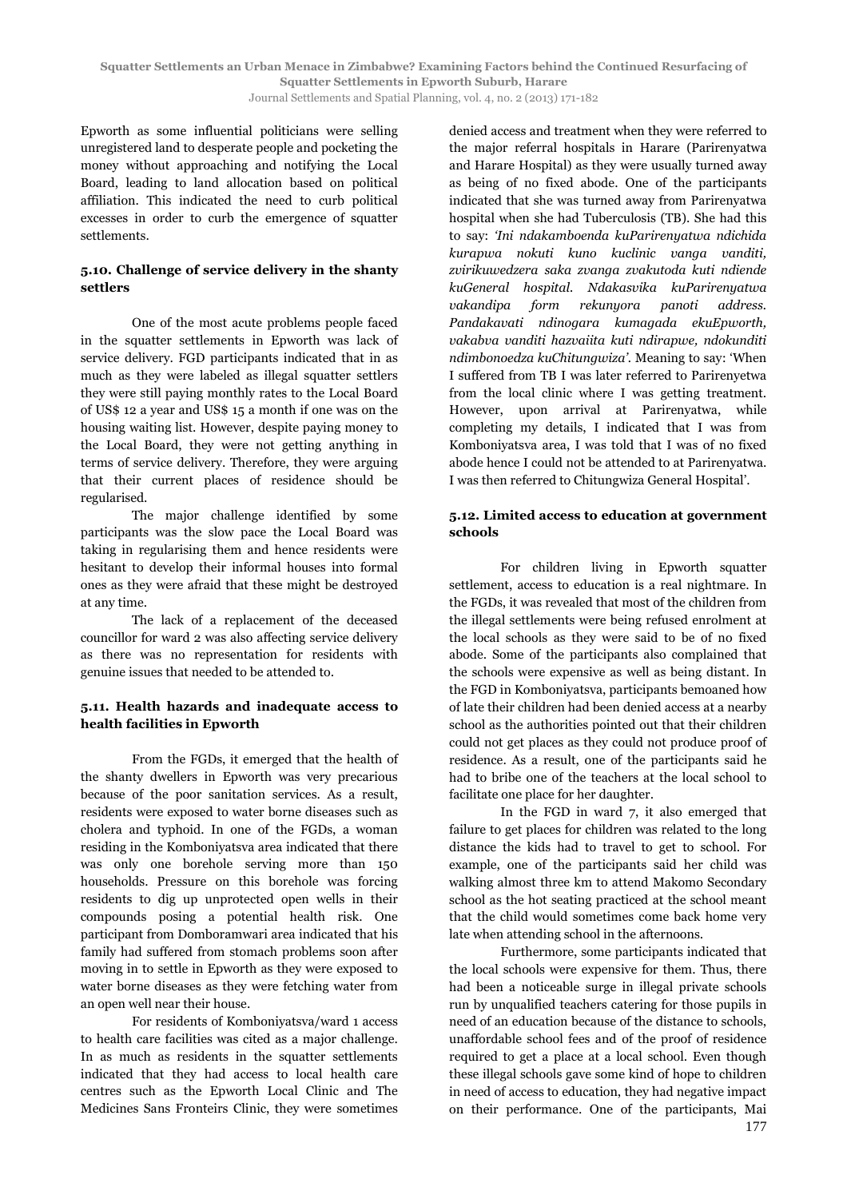Epworth as some influential politicians were selling unregistered land to desperate people and pocketing the money without approaching and notifying the Local Board, leading to land allocation based on political affiliation. This indicated the need to curb political excesses in order to curb the emergence of squatter settlements.

### 5.10. Challenge of service delivery in the shanty settlers

One of the most acute problems people faced in the squatter settlements in Epworth was lack of service delivery. FGD participants indicated that in as much as they were labeled as illegal squatter settlers they were still paying monthly rates to the Local Board of US$ 12 a year and US$ 15 a month if one was on the housing waiting list. However, despite paying money to the Local Board, they were not getting anything in terms of service delivery. Therefore, they were arguing that their current places of residence should be regularised.

The major challenge identified by some participants was the slow pace the Local Board was taking in regularising them and hence residents were hesitant to develop their informal houses into formal ones as they were afraid that these might be destroyed at any time.

The lack of a replacement of the deceased councillor for ward 2 was also affecting service delivery as there was no representation for residents with genuine issues that needed to be attended to.

### 5.11. Health hazards and inadequate access to health facilities in Epworth

From the FGDs, it emerged that the health of the shanty dwellers in Epworth was very precarious because of the poor sanitation services. As a result, residents were exposed to water borne diseases such as cholera and typhoid. In one of the FGDs, a woman residing in the Komboniyatsva area indicated that there was only one borehole serving more than 150 households. Pressure on this borehole was forcing residents to dig up unprotected open wells in their compounds posing a potential health risk. One participant from Domboramwari area indicated that his family had suffered from stomach problems soon after moving in to settle in Epworth as they were exposed to water borne diseases as they were fetching water from an open well near their house.

For residents of Komboniyatsva/ward 1 access to health care facilities was cited as a major challenge. In as much as residents in the squatter settlements indicated that they had access to local health care centres such as the Epworth Local Clinic and The Medicines Sans Fronteirs Clinic, they were sometimes denied access and treatment when they were referred to the major referral hospitals in Harare (Parirenyatwa and Harare Hospital) as they were usually turned away as being of no fixed abode. One of the participants indicated that she was turned away from Parirenyatwa hospital when she had Tuberculosis (TB). She had this to say: *'Ini ndakamboenda kuParirenyatwa ndichida kurapwa nokuti kuno kuclinic vanga vanditi, zvirikuwedzera saka zvanga zvakutoda kuti ndiende kuGeneral hospital. Ndakasvika kuParirenyatwa vakandipa form rekunyora panoti address. Pandakavati ndinogara kumagada ekuEpworth, vakabva vanditi hazvaiita kuti ndirapwe, ndokunditi ndimbonoedza kuChitungwiza'*. Meaning to say: 'When I suffered from TB I was later referred to Parirenyetwa from the local clinic where I was getting treatment. However, upon arrival at Parirenyatwa, while completing my details, I indicated that I was from Komboniyatsva area, I was told that I was of no fixed abode hence I could not be attended to at Parirenyatwa. I was then referred to Chitungwiza General Hospital'.

### 5.12. Limited access to education at government schools

For children living in Epworth squatter settlement, access to education is a real nightmare. In the FGDs, it was revealed that most of the children from the illegal settlements were being refused enrolment at the local schools as they were said to be of no fixed abode. Some of the participants also complained that the schools were expensive as well as being distant. In the FGD in Komboniyatsva, participants bemoaned how of late their children had been denied access at a nearby school as the authorities pointed out that their children could not get places as they could not produce proof of residence. As a result, one of the participants said he had to bribe one of the teachers at the local school to facilitate one place for her daughter.

In the FGD in ward 7, it also emerged that failure to get places for children was related to the long distance the kids had to travel to get to school. For example, one of the participants said her child was walking almost three km to attend Makomo Secondary school as the hot seating practiced at the school meant that the child would sometimes come back home very late when attending school in the afternoons.

Furthermore, some participants indicated that the local schools were expensive for them. Thus, there had been a noticeable surge in illegal private schools run by unqualified teachers catering for those pupils in need of an education because of the distance to schools, unaffordable school fees and of the proof of residence required to get a place at a local school. Even though these illegal schools gave some kind of hope to children in need of access to education, they had negative impact on their performance. One of the participants, Mai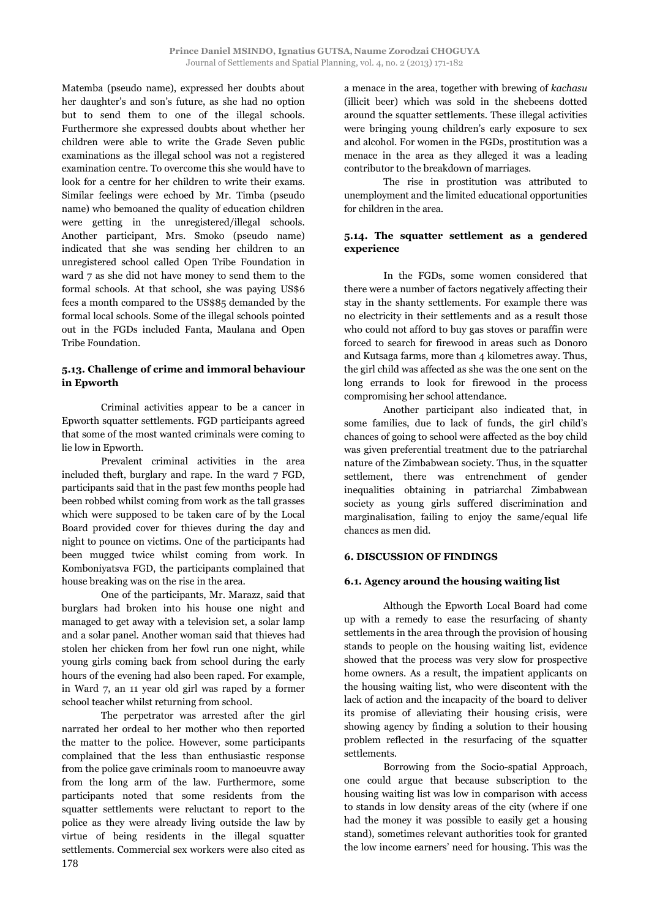Matemba (pseudo name), expressed her doubts about her daughter's and son's future, as she had no option but to send them to one of the illegal schools. Furthermore she expressed doubts about whether her children were able to write the Grade Seven public examinations as the illegal school was not a registered examination centre. To overcome this she would have to look for a centre for her children to write their exams. Similar feelings were echoed by Mr. Timba (pseudo name) who bemoaned the quality of education children were getting in the unregistered/illegal schools. Another participant, Mrs. Smoko (pseudo name) indicated that she was sending her children to an unregistered school called Open Tribe Foundation in ward 7 as she did not have money to send them to the formal schools. At that school, she was paying US$6 fees a month compared to the US$85 demanded by the formal local schools. Some of the illegal schools pointed out in the FGDs included Fanta, Maulana and Open Tribe Foundation.

### 5.13. Challenge of crime and immoral behaviour in Epworth

Criminal activities appear to be a cancer in Epworth squatter settlements. FGD participants agreed that some of the most wanted criminals were coming to lie low in Epworth.

Prevalent criminal activities in the area included theft, burglary and rape. In the ward 7 FGD, participants said that in the past few months people had been robbed whilst coming from work as the tall grasses which were supposed to be taken care of by the Local Board provided cover for thieves during the day and night to pounce on victims. One of the participants had been mugged twice whilst coming from work. In Komboniyatsva FGD, the participants complained that house breaking was on the rise in the area.

One of the participants, Mr. Marazz, said that burglars had broken into his house one night and managed to get away with a television set, a solar lamp and a solar panel. Another woman said that thieves had stolen her chicken from her fowl run one night, while young girls coming back from school during the early hours of the evening had also been raped. For example, in Ward 7, an 11 year old girl was raped by a former school teacher whilst returning from school.

The perpetrator was arrested after the girl narrated her ordeal to her mother who then reported the matter to the police. However, some participants complained that the less than enthusiastic response from the police gave criminals room to manoeuvre away from the long arm of the law. Furthermore, some participants noted that some residents from the squatter settlements were reluctant to report to the police as they were already living outside the law by virtue of being residents in the illegal squatter settlements. Commercial sex workers were also cited as a menace in the area, together with brewing of *kachasu* (illicit beer) which was sold in the shebeens dotted around the squatter settlements. These illegal activities were bringing young children's early exposure to sex and alcohol. For women in the FGDs, prostitution was a menace in the area as they alleged it was a leading contributor to the breakdown of marriages.

The rise in prostitution was attributed to unemployment and the limited educational opportunities for children in the area.

### 5.14. The squatter settlement as a gendered experience

In the FGDs, some women considered that there were a number of factors negatively affecting their stay in the shanty settlements. For example there was no electricity in their settlements and as a result those who could not afford to buy gas stoves or paraffin were forced to search for firewood in areas such as Donoro and Kutsaga farms, more than 4 kilometres away. Thus, the girl child was affected as she was the one sent on the long errands to look for firewood in the process compromising her school attendance.

Another participant also indicated that, in some families, due to lack of funds, the girl child's chances of going to school were affected as the boy child was given preferential treatment due to the patriarchal nature of the Zimbabwean society. Thus, in the squatter settlement, there was entrenchment of gender inequalities obtaining in patriarchal Zimbabwean society as young girls suffered discrimination and marginalisation, failing to enjoy the same/equal life chances as men did.

## 6. DISCUSSION OF FINDINGS

### 6.1. Agency around the housing waiting list

Although the Epworth Local Board had come up with a remedy to ease the resurfacing of shanty settlements in the area through the provision of housing stands to people on the housing waiting list, evidence showed that the process was very slow for prospective home owners. As a result, the impatient applicants on the housing waiting list, who were discontent with the lack of action and the incapacity of the board to deliver its promise of alleviating their housing crisis, were showing agency by finding a solution to their housing problem reflected in the resurfacing of the squatter settlements.

Borrowing from the Socio-spatial Approach, one could argue that because subscription to the housing waiting list was low in comparison with access to stands in low density areas of the city (where if one had the money it was possible to easily get a housing stand), sometimes relevant authorities took for granted the low income earners' need for housing. This was the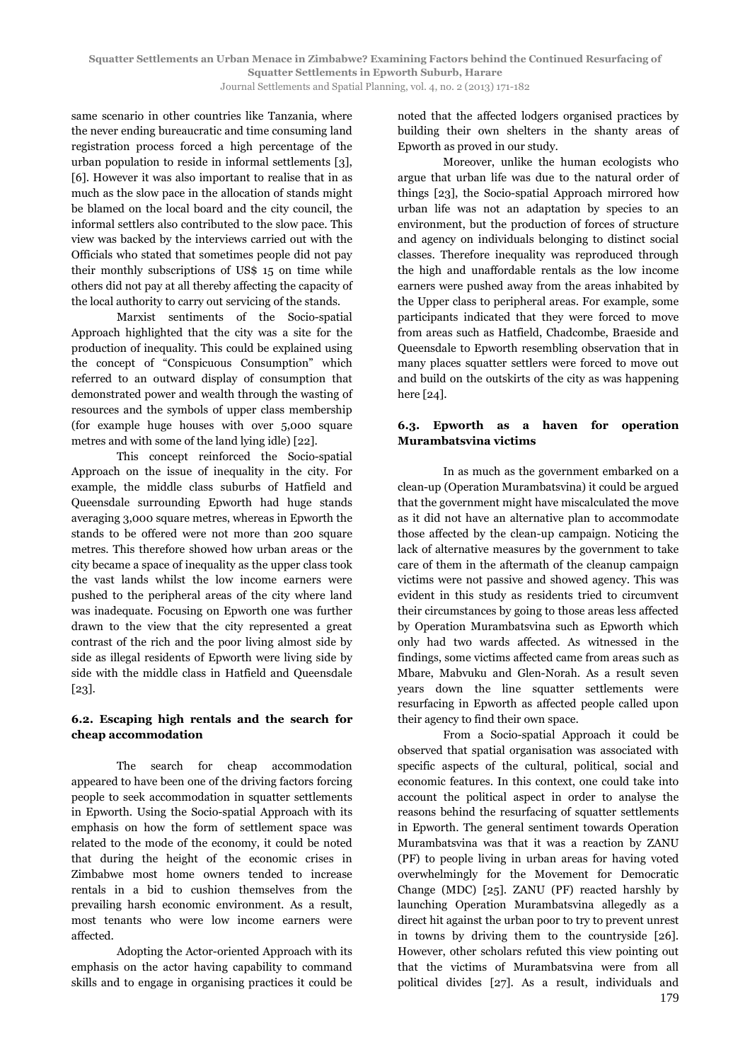same scenario in other countries like Tanzania, where the never ending bureaucratic and time consuming land registration process forced a high percentage of the urban population to reside in informal settlements [3], [6]. However it was also important to realise that in as much as the slow pace in the allocation of stands might be blamed on the local board and the city council, the informal settlers also contributed to the slow pace. This view was backed by the interviews carried out with the Officials who stated that sometimes people did not pay their monthly subscriptions of US$ 15 on time while others did not pay at all thereby affecting the capacity of the local authority to carry out servicing of the stands.

Marxist sentiments of the Socio-spatial Approach highlighted that the city was a site for the production of inequality. This could be explained using the concept of "Conspicuous Consumption" which referred to an outward display of consumption that demonstrated power and wealth through the wasting of resources and the symbols of upper class membership (for example huge houses with over 5,000 square metres and with some of the land lying idle) [22].

This concept reinforced the Socio-spatial Approach on the issue of inequality in the city. For example, the middle class suburbs of Hatfield and Queensdale surrounding Epworth had huge stands averaging 3,000 square metres, whereas in Epworth the stands to be offered were not more than 200 square metres. This therefore showed how urban areas or the city became a space of inequality as the upper class took the vast lands whilst the low income earners were pushed to the peripheral areas of the city where land was inadequate. Focusing on Epworth one was further drawn to the view that the city represented a great contrast of the rich and the poor living almost side by side as illegal residents of Epworth were living side by side with the middle class in Hatfield and Queensdale [23].

### 6.2. Escaping high rentals and the search for cheap accommodation

The search for cheap accommodation appeared to have been one of the driving factors forcing people to seek accommodation in squatter settlements in Epworth. Using the Socio-spatial Approach with its emphasis on how the form of settlement space was related to the mode of the economy, it could be noted that during the height of the economic crises in Zimbabwe most home owners tended to increase rentals in a bid to cushion themselves from the prevailing harsh economic environment. As a result, most tenants who were low income earners were affected.

Adopting the Actor-oriented Approach with its emphasis on the actor having capability to command skills and to engage in organising practices it could be noted that the affected lodgers organised practices by building their own shelters in the shanty areas of Epworth as proved in our study.

Moreover, unlike the human ecologists who argue that urban life was due to the natural order of things [23], the Socio-spatial Approach mirrored how urban life was not an adaptation by species to an environment, but the production of forces of structure and agency on individuals belonging to distinct social classes. Therefore inequality was reproduced through the high and unaffordable rentals as the low income earners were pushed away from the areas inhabited by the Upper class to peripheral areas. For example, some participants indicated that they were forced to move from areas such as Hatfield, Chadcombe, Braeside and Queensdale to Epworth resembling observation that in many places squatter settlers were forced to move out and build on the outskirts of the city as was happening here [24].

### 6.3. Epworth as a haven for operation Murambatsvina victims

In as much as the government embarked on a clean-up (Operation Murambatsvina) it could be argued that the government might have miscalculated the move as it did not have an alternative plan to accommodate those affected by the clean-up campaign. Noticing the lack of alternative measures by the government to take care of them in the aftermath of the cleanup campaign victims were not passive and showed agency. This was evident in this study as residents tried to circumvent their circumstances by going to those areas less affected by Operation Murambatsvina such as Epworth which only had two wards affected. As witnessed in the findings, some victims affected came from areas such as Mbare, Mabvuku and Glen-Norah. As a result seven years down the line squatter settlements were resurfacing in Epworth as affected people called upon their agency to find their own space.

From a Socio-spatial Approach it could be observed that spatial organisation was associated with specific aspects of the cultural, political, social and economic features. In this context, one could take into account the political aspect in order to analyse the reasons behind the resurfacing of squatter settlements in Epworth. The general sentiment towards Operation Murambatsvina was that it was a reaction by ZANU (PF) to people living in urban areas for having voted overwhelmingly for the Movement for Democratic Change (MDC) [25]. ZANU (PF) reacted harshly by launching Operation Murambatsvina allegedly as a direct hit against the urban poor to try to prevent unrest in towns by driving them to the countryside [26]. However, other scholars refuted this view pointing out that the victims of Murambatsvina were from all political divides [27]. As a result, individuals and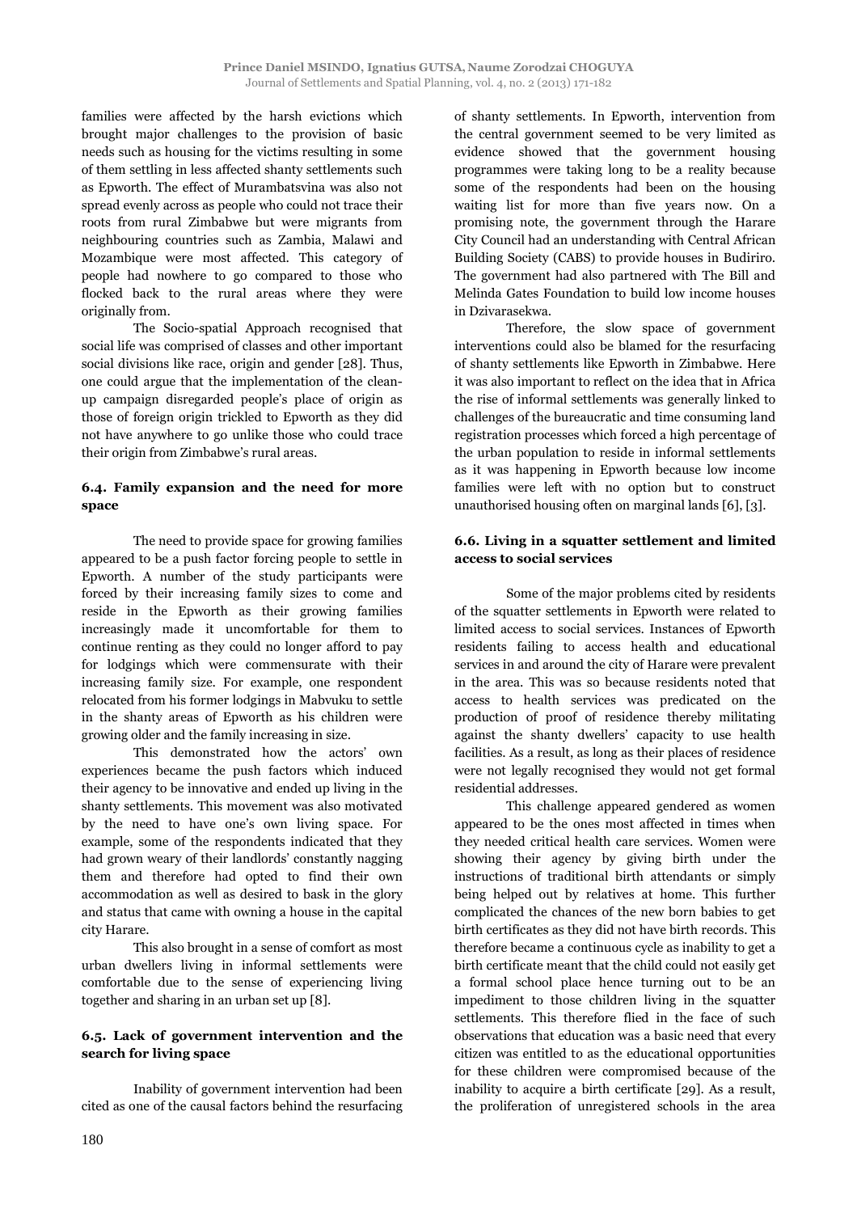families were affected by the harsh evictions which brought major challenges to the provision of basic needs such as housing for the victims resulting in some of them settling in less affected shanty settlements such as Epworth. The effect of Murambatsvina was also not spread evenly across as people who could not trace their roots from rural Zimbabwe but were migrants from neighbouring countries such as Zambia, Malawi and Mozambique were most affected. This category of people had nowhere to go compared to those who flocked back to the rural areas where they were originally from.

The Socio-spatial Approach recognised that social life was comprised of classes and other important social divisions like race, origin and gender [28]. Thus, one could argue that the implementation of the clean-up campaign disregarded people's place of origin as those of foreign origin trickled to Epworth as they did not have anywhere to go unlike those who could trace their origin from Zimbabwe's rural areas.

### 6.4. Family expansion and the need for more space

The need to provide space for growing families appeared to be a push factor forcing people to settle in Epworth. A number of the study participants were forced by their increasing family sizes to come and reside in the Epworth as their growing families increasingly made it uncomfortable for them to continue renting as they could no longer afford to pay for lodgings which were commensurate with their increasing family size. For example, one respondent relocated from his former lodgings in Mabvuku to settle in the shanty areas of Epworth as his children were growing older and the family increasing in size.

This demonstrated how the actors' own experiences became the push factors which induced their agency to be innovative and ended up living in the shanty settlements. This movement was also motivated by the need to have one's own living space. For example, some of the respondents indicated that they had grown weary of their landlords' constantly nagging them and therefore had opted to find their own accommodation as well as desired to bask in the glory and status that came with owning a house in the capital city Harare.

This also brought in a sense of comfort as most urban dwellers living in informal settlements were comfortable due to the sense of experiencing living together and sharing in an urban set up [8].

### 6.5. Lack of government intervention and the search for living space

Inability of government intervention had been cited as one of the causal factors behind the resurfacing of shanty settlements. In Epworth, intervention from the central government seemed to be very limited as evidence showed that the government housing programmes were taking long to be a reality because some of the respondents had been on the housing waiting list for more than five years now. On a promising note, the government through the Harare City Council had an understanding with Central African Building Society (CABS) to provide houses in Budiriro. The government had also partnered with The Bill and Melinda Gates Foundation to build low income houses in Dzivarasekwa.

Therefore, the slow space of government interventions could also be blamed for the resurfacing of shanty settlements like Epworth in Zimbabwe. Here it was also important to reflect on the idea that in Africa the rise of informal settlements was generally linked to challenges of the bureaucratic and time consuming land registration processes which forced a high percentage of the urban population to reside in informal settlements as it was happening in Epworth because low income families were left with no option but to construct unauthorised housing often on marginal lands [6], [3].

### 6.6. Living in a squatter settlement and limited access to social services

Some of the major problems cited by residents of the squatter settlements in Epworth were related to limited access to social services. Instances of Epworth residents failing to access health and educational services in and around the city of Harare were prevalent in the area. This was so because residents noted that access to health services was predicated on the production of proof of residence thereby militating against the shanty dwellers' capacity to use health facilities. As a result, as long as their places of residence were not legally recognised they would not get formal residential addresses.

This challenge appeared gendered as women appeared to be the ones most affected in times when they needed critical health care services. Women were showing their agency by giving birth under the instructions of traditional birth attendants or simply being helped out by relatives at home. This further complicated the chances of the new born babies to get birth certificates as they did not have birth records. This therefore became a continuous cycle as inability to get a birth certificate meant that the child could not easily get a formal school place hence turning out to be an impediment to those children living in the squatter settlements. This therefore flied in the face of such observations that education was a basic need that every citizen was entitled to as the educational opportunities for these children were compromised because of the inability to acquire a birth certificate [29]. As a result, the proliferation of unregistered schools in the area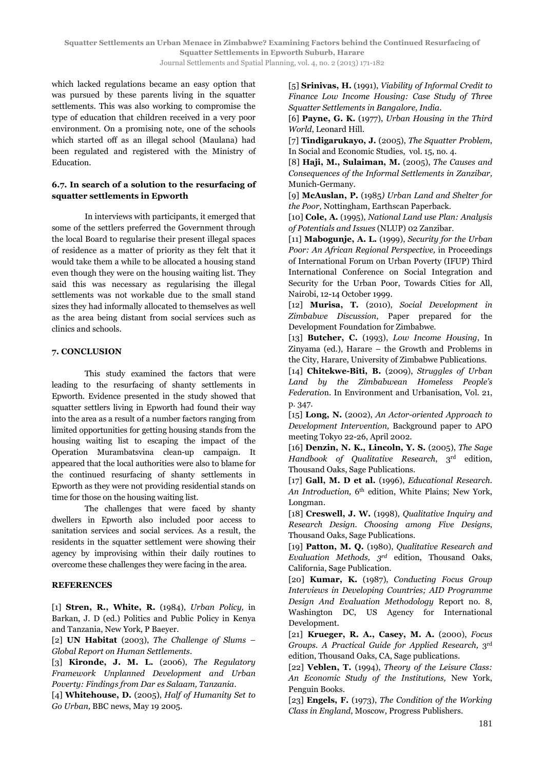which lacked regulations became an easy option that was pursued by these parents living in the squatter settlements. This was also working to compromise the type of education that children received in a very poor environment. On a promising note, one of the schools which started off as an illegal school (Maulana) had been regulated and registered with the Ministry of Education.

### 6.7. In search of a solution to the resurfacing of squatter settlements in Epworth

In interviews with participants, it emerged that some of the settlers preferred the Government through the local Board to regularise their present illegal spaces of residence as a matter of priority as they felt that it would take them a while to be allocated a housing stand even though they were on the housing waiting list. They said this was necessary as regularising the illegal settlements was not workable due to the small stand sizes they had informally allocated to themselves as well as the area being distant from social services such as clinics and schools.

## 7. CONCLUSION

This study examined the factors that were leading to the resurfacing of shanty settlements in Epworth. Evidence presented in the study showed that squatter settlers living in Epworth had found their way into the area as a result of a number factors ranging from limited opportunities for getting housing stands from the housing waiting list to escaping the impact of the Operation Murambatsvina clean-up campaign. It appeared that the local authorities were also to blame for the continued resurfacing of shanty settlements in Epworth as they were not providing residential stands on time for those on the housing waiting list.

The challenges that were faced by shanty dwellers in Epworth also included poor access to sanitation services and social services. As a result, the residents in the squatter settlement were showing their agency by improvising within their daily routines to overcome these challenges they were facing in the area.

## REFERENCES

[1] **Stren, R., White, R.** (1984), *Urban Policy,* in Barkan, J. D (ed.) Politics and Public Policy in Kenya and Tanzania, New York, P Baeyer.

[2] **UN Habitat** (2003), *The Challenge of Slums – Global Report on Human Settlements*.

[3] **Kironde, J. M. L.** (2006), *The Regulatory Framework Unplanned Development and Urban Poverty: Findings from Dar es Salaam, Tanzania*.

[4] **Whitehouse, D.** (2005), *Half of Humanity Set to Go Urban,* BBC news, May 19 2005.

[5] **Srinivas, H.** (1991), *Viability of Informal Credit to Finance Low Income Housing: Case Study of Three Squatter Settlements in Bangalore, India*.

[6] **Payne, G. K.** (1977), *Urban Housing in the Third World*, Leonard Hill.

[7] **Tindigarukayo, J.** (2005), *The Squatter Problem*, In Social and Economic Studies, vol. 15, no. 4.

[8] **Haji, M., Sulaiman, M.** (2005), *The Causes and Consequences of the Informal Settlements in Zanzibar,* Munich-Germany.

[9] **McAuslan, P.** (1985*) Urban Land and Shelter for the Poor,* Nottingham, Earthscan Paperback.

[10] **Cole, A.** (1995), *National Land use Plan: Analysis of Potentials and Issues* (NLUP) 02 Zanzibar.

[11] **Mabogunje, A. L.** (1999), *Security for the Urban Poor: An African Regional Perspective,* in Proceedings of International Forum on Urban Poverty (IFUP) Third International Conference on Social Integration and Security for the Urban Poor, Towards Cities for All, Nairobi, 12-14 October 1999.

[12] **Murisa, T.** (2010), *Social Development in Zimbabwe Discussion*, Paper prepared for the Development Foundation for Zimbabwe.

[13] **Butcher, C.** (1993), *Low Income Housing*, In Zinyama (ed.), Harare – the Growth and Problems in the City, Harare, University of Zimbabwe Publications.

[14] **Chitekwe-Biti, B.** (2009), *Struggles of Urban Land by the Zimbabwean Homeless People's Federatio*n. In Environment and Urbanisation, Vol. 21, p. 347.

[15] **Long, N.** (2002), *An Actor-oriented Approach to Development Intervention,* Background paper to APO meeting Tokyo 22-26, April 2002.

[16] **Denzin, N. K., Lincoln, Y. S.** (2005), *The Sage Handbook of Qualitative Research*, 3rd edition, Thousand Oaks, Sage Publications.

[17] **Gall, M. D et al.** (1996), *Educational Research. An Introduction,* 6th edition, White Plains; New York, Longman.

[18] **Creswell, J. W.** (1998), *Qualitative Inquiry and Research Design. Choosing among Five Designs*, Thousand Oaks, Sage Publications.

[19] **Patton, M. Q.** (1980), *Qualitative Research and Evaluation Methods, 3rd* edition, Thousand Oaks, California, Sage Publication.

[20] **Kumar, K.** (1987), *Conducting Focus Group Interviews in Developing Countries; AID Programme Design And Evaluation Methodology* Report no. 8, Washington DC, US Agency for International Development.

[21] **Krueger, R. A., Casey, M. A.** (2000), *Focus Groups. A Practical Guide for Applied Research,* 3rd edition, Thousand Oaks, CA, Sage publications.

[22] **Veblen, T.** (1994), *Theory of the Leisure Class: An Economic Study of the Institutions,* New York, Penguin Books.

[23] **Engels, F.** (1973), *The Condition of the Working Class in England*, Moscow, Progress Publishers.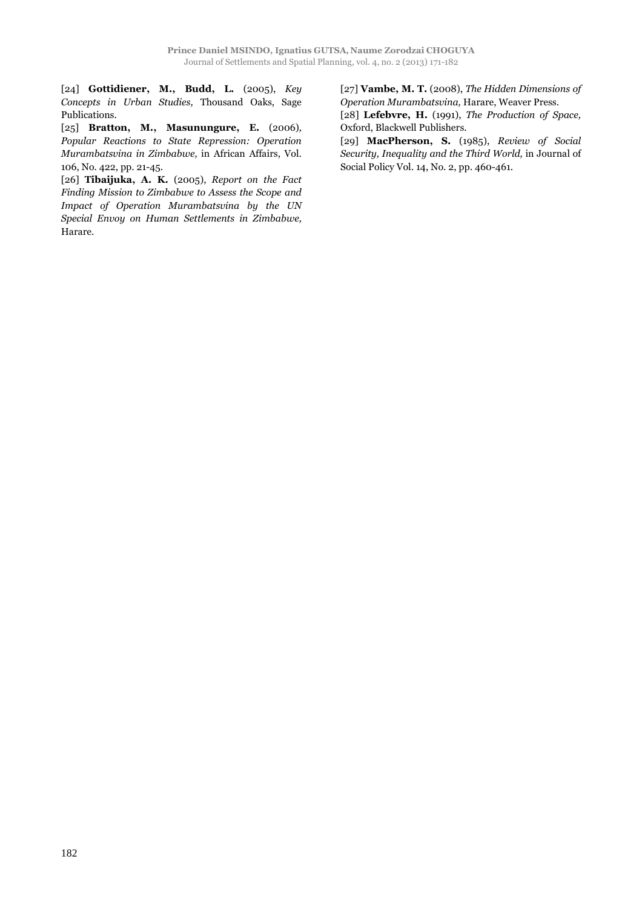[24] **Gottidiener, M., Budd, L.** (2005), *Key Concepts in Urban Studies,* Thousand Oaks, Sage Publications.

[25] **Bratton, M., Masunungure, E.** (2006), *Popular Reactions to State Repression: Operation Murambatsvina in Zimbabwe,* in African Affairs, Vol. 106, No. 422, pp. 21-45.

[26] **Tibaijuka, A. K.** (2005), *Report on the Fact Finding Mission to Zimbabwe to Assess the Scope and Impact of Operation Murambatsvina by the UN Special Envoy on Human Settlements in Zimbabwe,* Harare.

[27] **Vambe, M. T.** (2008), *The Hidden Dimensions of Operation Murambatsvina,* Harare, Weaver Press.

[28] **Lefebvre, H.** (1991), *The Production of Space,* Oxford, Blackwell Publishers.

[29] **MacPherson, S.** (1985), *Review of Social Security, Inequality and the Third World,* in Journal of Social Policy Vol. 14, No. 2, pp. 460-461.